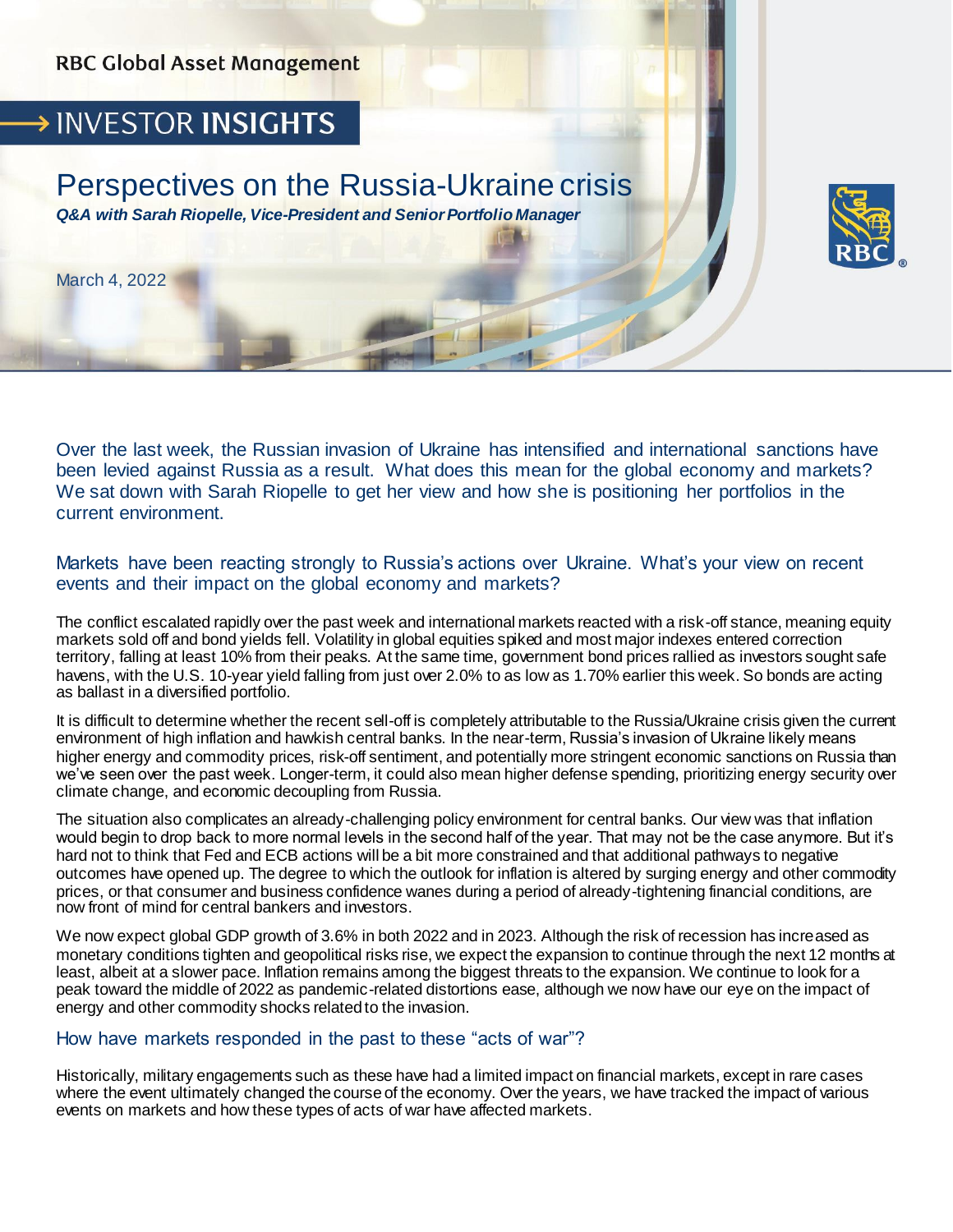RBC Global Asset Management

INVESTOR INSIGHTS

# Perspectives on the Russia-Ukraine crisis

***Q&A with Sarah Riopelle, Vice-President and Senior Portfolio Manager***

March 4, 2022

Over the last week, the Russian invasion of Ukraine has intensified and international sanctions have been levied against Russia as a result. What does this mean for the global economy and markets? We sat down with Sarah Riopelle to get her view and how she is positioning her portfolios in the current environment.

## Markets have been reacting strongly to Russia's actions over Ukraine. What's your view on recent events and their impact on the global economy and markets?

The conflict escalated rapidly over the past week and international markets reacted with a risk-off stance, meaning equity markets sold off and bond yields fell. Volatility in global equities spiked and most major indexes entered correction territory, falling at least 10% from their peaks. At the same time, government bond prices rallied as investors sought safe havens, with the U.S. 10-year yield falling from just over 2.0% to as low as 1.70% earlier this week. So bonds are acting as ballast in a diversified portfolio.

It is difficult to determine whether the recent sell-off is completely attributable to the Russia/Ukraine crisis given the current environment of high inflation and hawkish central banks. In the near-term, Russia's invasion of Ukraine likely means higher energy and commodity prices, risk-off sentiment, and potentially more stringent economic sanctions on Russia than we've seen over the past week. Longer-term, it could also mean higher defense spending, prioritizing energy security over climate change, and economic decoupling from Russia.

The situation also complicates an already-challenging policy environment for central banks. Our view was that inflation would begin to drop back to more normal levels in the second half of the year. That may not be the case anymore. But it's hard not to think that Fed and ECB actions will be a bit more constrained and that additional pathways to negative outcomes have opened up. The degree to which the outlook for inflation is altered by surging energy and other commodity prices, or that consumer and business confidence wanes during a period of already-tightening financial conditions, are now front of mind for central bankers and investors.

We now expect global GDP growth of 3.6% in both 2022 and in 2023. Although the risk of recession has increased as monetary conditions tighten and geopolitical risks rise, we expect the expansion to continue through the next 12 months at least, albeit at a slower pace. Inflation remains among the biggest threats to the expansion. We continue to look for a peak toward the middle of 2022 as pandemic-related distortions ease, although we now have our eye on the impact of energy and other commodity shocks related to the invasion.

## How have markets responded in the past to these "acts of war"?

Historically, military engagements such as these have had a limited impact on financial markets, except in rare cases where the event ultimately changed the course of the economy. Over the years, we have tracked the impact of various events on markets and how these types of acts of war have affected markets.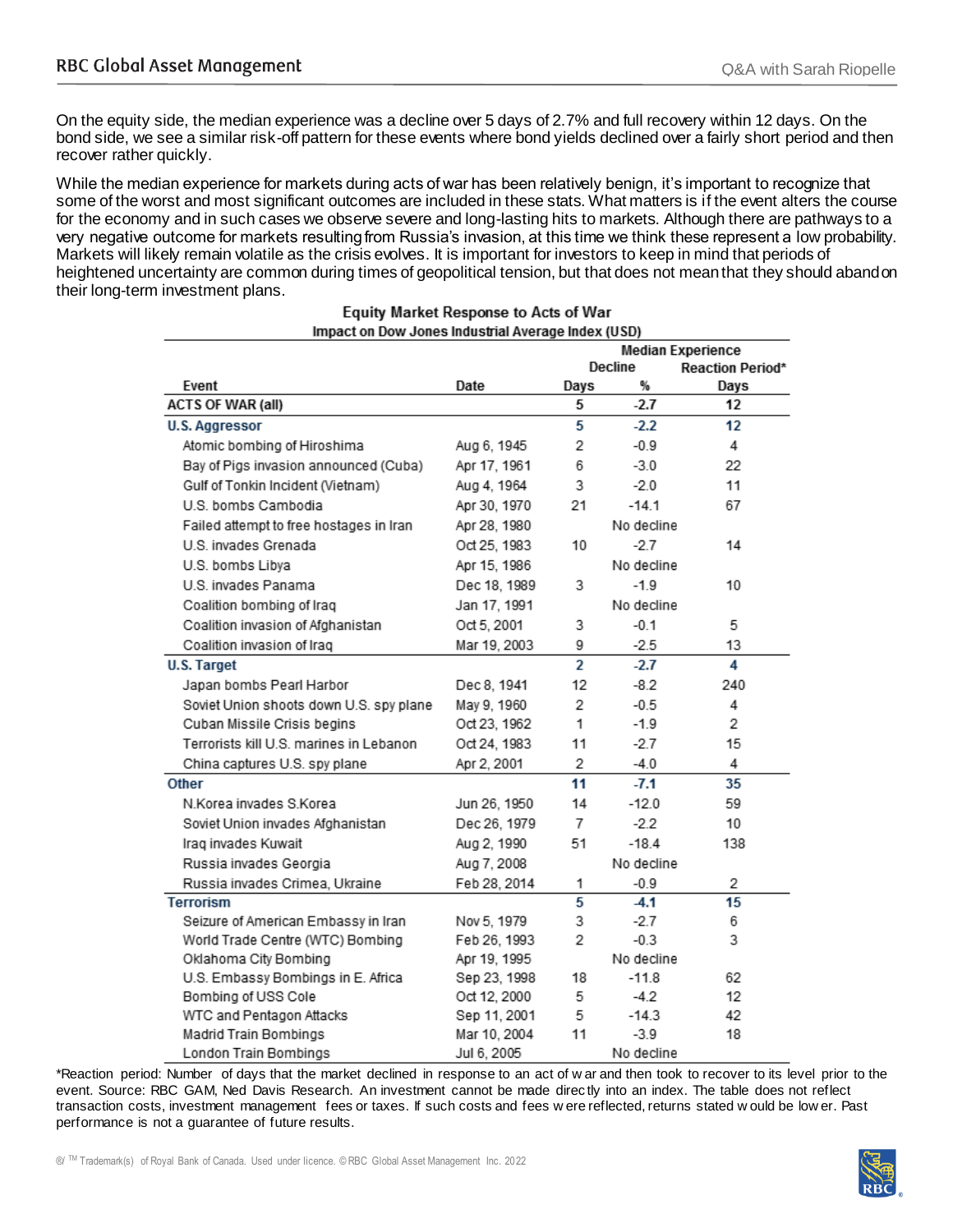On the equity side, the median experience was a decline over 5 days of 2.7% and full recovery within 12 days. On the bond side, we see a similar risk-off pattern for these events where bond yields declined over a fairly short period and then recover rather quickly.

While the median experience for markets during acts of war has been relatively benign, it's important to recognize that some of the worst and most significant outcomes are included in these stats. What matters is if the event alters the course for the economy and in such cases we observe severe and long-lasting hits to markets. Although there are pathways to a very negative outcome for markets resulting from Russia's invasion, at this time we think these represent a low probability. Markets will likely remain volatile as the crisis evolves. It is important for investors to keep in mind that periods of heightened uncertainty are common during times of geopolitical tension, but that does not mean that they should abandon their long-term investment plans.

**Equity Market Response to Acts of War**
**Impact on Dow Jones Industrial Average Index (USD)**

| | | Median Experience | | |
|---|---|---|---|---|
| | | Decline | | Reaction Period* |
| Event | Date | Days | % | Days |
| **ACTS OF WAR (all)** | | **5** | **-2.7** | **12** |
| **U.S. Aggressor** | | **5** | **-2.2** | **12** |
| Atomic bombing of Hiroshima | Aug 6, 1945 | 2 | -0.9 | 4 |
| Bay of Pigs invasion announced (Cuba) | Apr 17, 1961 | 6 | -3.0 | 22 |
| Gulf of Tonkin Incident (Vietnam) | Aug 4, 1964 | 3 | -2.0 | 11 |
| U.S. bombs Cambodia | Apr 30, 1970 | 21 | -14.1 | 67 |
| Failed attempt to free hostages in Iran | Apr 28, 1980 | | No decline | |
| U.S. invades Grenada | Oct 25, 1983 | 10 | -2.7 | 14 |
| U.S. bombs Libya | Apr 15, 1986 | | No decline | |
| U.S. invades Panama | Dec 18, 1989 | 3 | -1.9 | 10 |
| Coalition bombing of Iraq | Jan 17, 1991 | | No decline | |
| Coalition invasion of Afghanistan | Oct 5, 2001 | 3 | -0.1 | 5 |
| Coalition invasion of Iraq | Mar 19, 2003 | 9 | -2.5 | 13 |
| **U.S. Target** | | **2** | **-2.7** | **4** |
| Japan bombs Pearl Harbor | Dec 8, 1941 | 12 | -8.2 | 240 |
| Soviet Union shoots down U.S. spy plane | May 9, 1960 | 2 | -0.5 | 4 |
| Cuban Missile Crisis begins | Oct 23, 1962 | 1 | -1.9 | 2 |
| Terrorists kill U.S. marines in Lebanon | Oct 24, 1983 | 11 | -2.7 | 15 |
| China captures U.S. spy plane | Apr 2, 2001 | 2 | -4.0 | 4 |
| **Other** | | **11** | **-7.1** | **35** |
| N.Korea invades S.Korea | Jun 26, 1950 | 14 | -12.0 | 59 |
| Soviet Union invades Afghanistan | Dec 26, 1979 | 7 | -2.2 | 10 |
| Iraq invades Kuwait | Aug 2, 1990 | 51 | -18.4 | 138 |
| Russia invades Georgia | Aug 7, 2008 | | No decline | |
| Russia invades Crimea, Ukraine | Feb 28, 2014 | 1 | -0.9 | 2 |
| **Terrorism** | | **5** | **-4.1** | **15** |
| Seizure of American Embassy in Iran | Nov 5, 1979 | 3 | -2.7 | 6 |
| World Trade Centre (WTC) Bombing | Feb 26, 1993 | 2 | -0.3 | 3 |
| Oklahoma City Bombing | Apr 19, 1995 | | No decline | |
| U.S. Embassy Bombings in E. Africa | Sep 23, 1998 | 18 | -11.8 | 62 |
| Bombing of USS Cole | Oct 12, 2000 | 5 | -4.2 | 12 |
| WTC and Pentagon Attacks | Sep 11, 2001 | 5 | -14.3 | 42 |
| Madrid Train Bombings | Mar 10, 2004 | 11 | -3.9 | 18 |
| London Train Bombings | Jul 6, 2005 | | No decline | |

*Reaction period: Number of days that the market declined in response to an act of war and then took to recover to its level prior to the event. Source: RBC GAM, Ned Davis Research. An investment cannot be made directly into an index. The table does not reflect transaction costs, investment management fees or taxes. If such costs and fees were reflected, returns stated would be lower. Past performance is not a guarantee of future results.

®/ TM Trademark(s) of Royal Bank of Canada. Used under licence. © RBC Global Asset Management Inc. 2022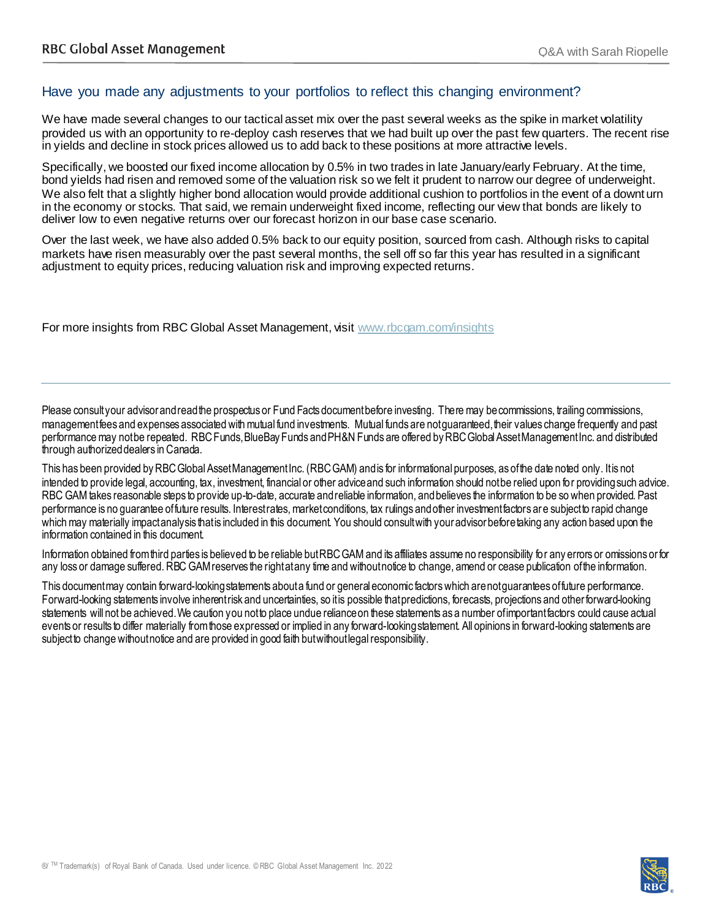## Have you made any adjustments to your portfolios to reflect this changing environment?

We have made several changes to our tactical asset mix over the past several weeks as the spike in market volatility provided us with an opportunity to re-deploy cash reserves that we had built up over the past few quarters. The recent rise in yields and decline in stock prices allowed us to add back to these positions at more attractive levels.

Specifically, we boosted our fixed income allocation by 0.5% in two trades in late January/early February. At the time, bond yields had risen and removed some of the valuation risk so we felt it prudent to narrow our degree of underweight. We also felt that a slightly higher bond allocation would provide additional cushion to portfolios in the event of a downturn in the economy or stocks. That said, we remain underweight fixed income, reflecting our view that bonds are likely to deliver low to even negative returns over our forecast horizon in our base case scenario.

Over the last week, we have also added 0.5% back to our equity position, sourced from cash. Although risks to capital markets have risen measurably over the past several months, the sell off so far this year has resulted in a significant adjustment to equity prices, reducing valuation risk and improving expected returns.

For more insights from RBC Global Asset Management, visit [www.rbcgam.com/insights](www.rbcgam.com/insights)

---

Please consult your advisor and read the prospectus or Fund Facts document before investing. There may be commissions, trailing commissions, management fees and expenses associated with mutual fund investments. Mutual funds are not guaranteed, their values change frequently and past performance may not be repeated. RBC Funds, BlueBay Funds and PH&N Funds are offered by RBC Global Asset Management Inc. and distributed through authorized dealers in Canada.

This has been provided by RBC Global Asset Management Inc. (RBC GAM) and is for informational purposes, as of the date noted only. It is not intended to provide legal, accounting, tax, investment, financial or other advice and such information should not be relied upon for providing such advice. RBC GAM takes reasonable steps to provide up-to-date, accurate and reliable information, and believes the information to be so when provided. Past performance is no guarantee of future results. Interest rates, market conditions, tax rulings and other investment factors are subject to rapid change which may materially impact analysis that is included in this document. You should consult with your advisor before taking any action based upon the information contained in this document.

Information obtained from third parties is believed to be reliable but RBC GAM and its affiliates assume no responsibility for any errors or omissions or for any loss or damage suffered. RBC GAM reserves the right at any time and without notice to change, amend or cease publication of the information.

This document may contain forward-looking statements about a fund or general economic factors which are not guarantees of future performance. Forward-looking statements involve inherent risk and uncertainties, so it is possible that predictions, forecasts, projections and other forward-looking statements will not be achieved. We caution you not to place undue reliance on these statements as a number of important factors could cause actual events or results to differ materially from those expressed or implied in any forward-looking statement. All opinions in forward-looking statements are subject to change without notice and are provided in good faith but without legal responsibility.

®/ TM Trademark(s) of Royal Bank of Canada. Used under licence. © RBC Global Asset Management Inc. 2022